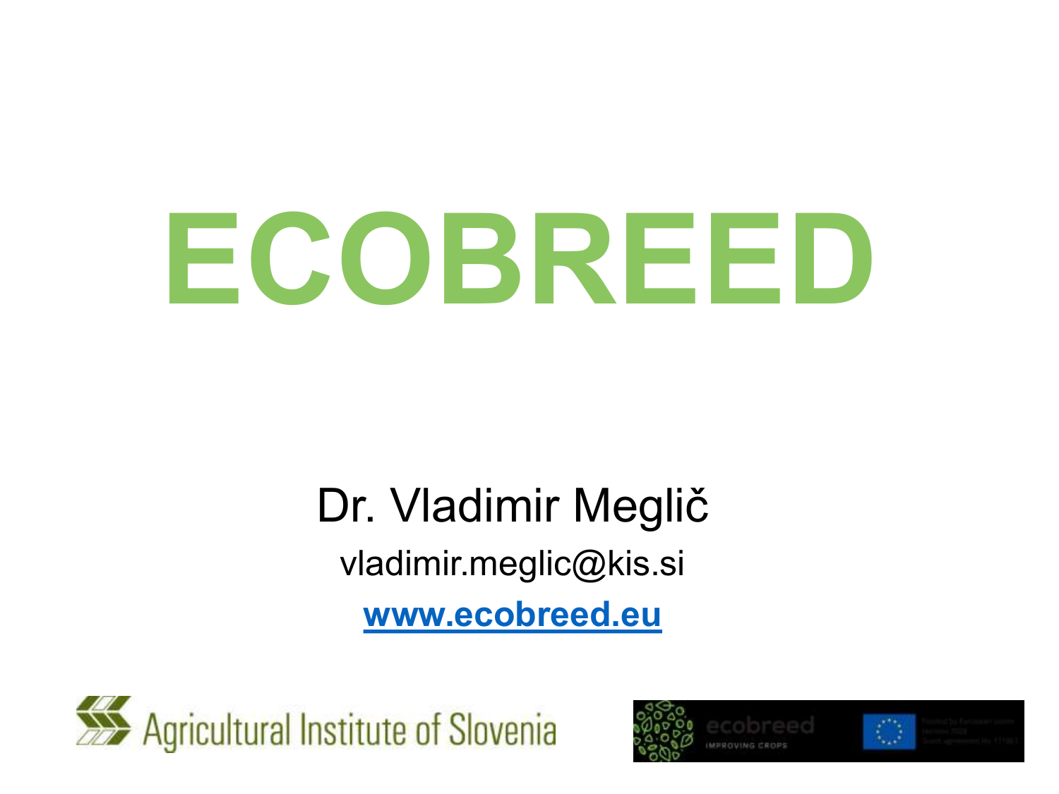# ECOBREED

Dr. Vladimir Meglič

vladimir.meglic@kis.si

**www.ecobreed.eu**

Agricultural Institute of Slovenia

ecobreed IMPROVING CROPS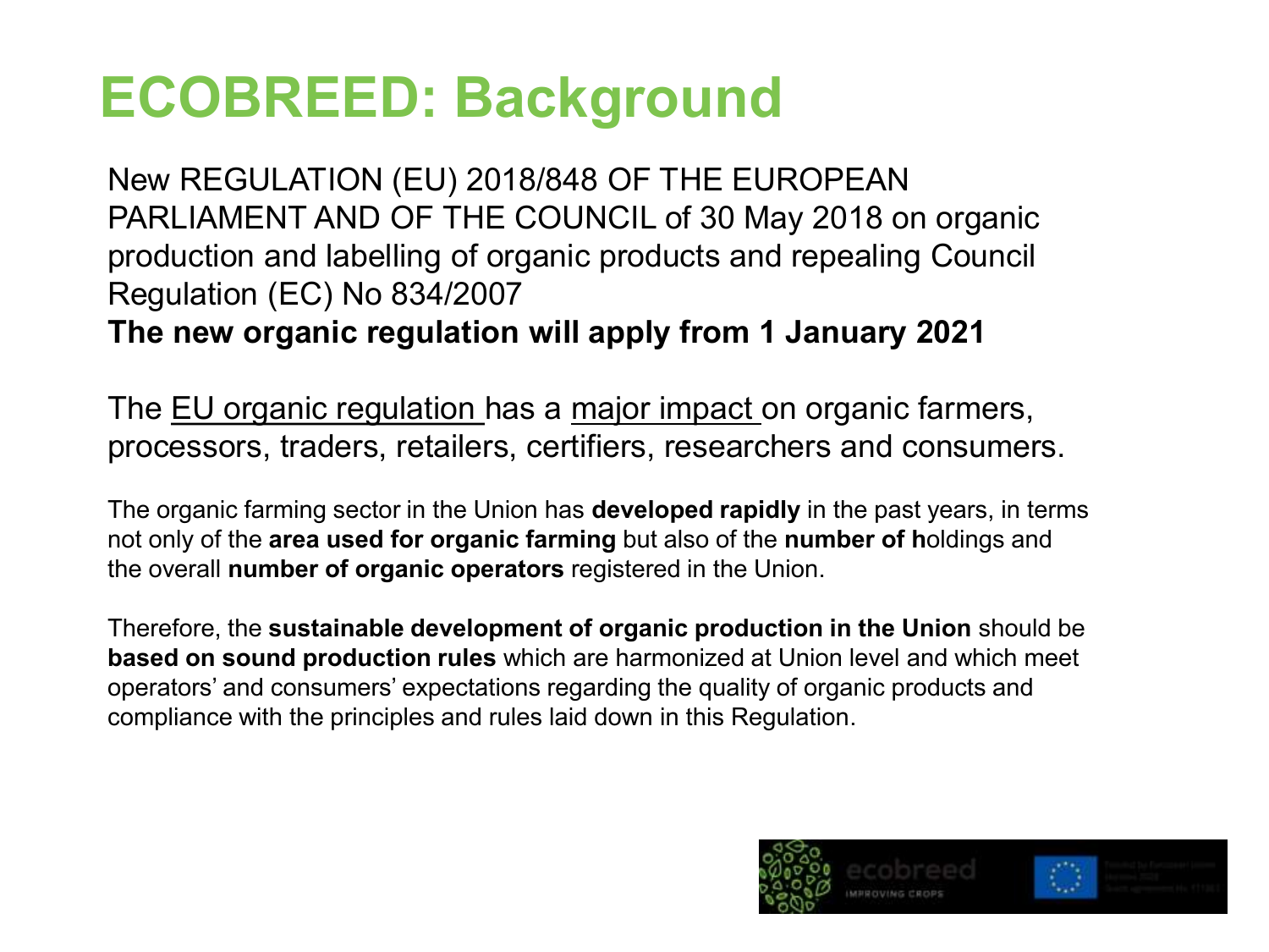# ECOBREED: Background

New REGULATION (EU) 2018/848 OF THE EUROPEAN PARLIAMENT AND OF THE COUNCIL of 30 May 2018 on organic production and labelling of organic products and repealing Council Regulation (EC) No 834/2007

**The new organic regulation will apply from 1 January 2021**

The EU organic regulation has a major impact on organic farmers, processors, traders, retailers, certifiers, researchers and consumers.

The organic farming sector in the Union has **developed rapidly** in the past years, in terms not only of the **area used for organic farming** but also of the **number of h**oldings and the overall **number of organic operators** registered in the Union.

Therefore, the **sustainable development of organic production in the Union** should be **based on sound production rules** which are harmonized at Union level and which meet operators' and consumers' expectations regarding the quality of organic products and compliance with the principles and rules laid down in this Regulation.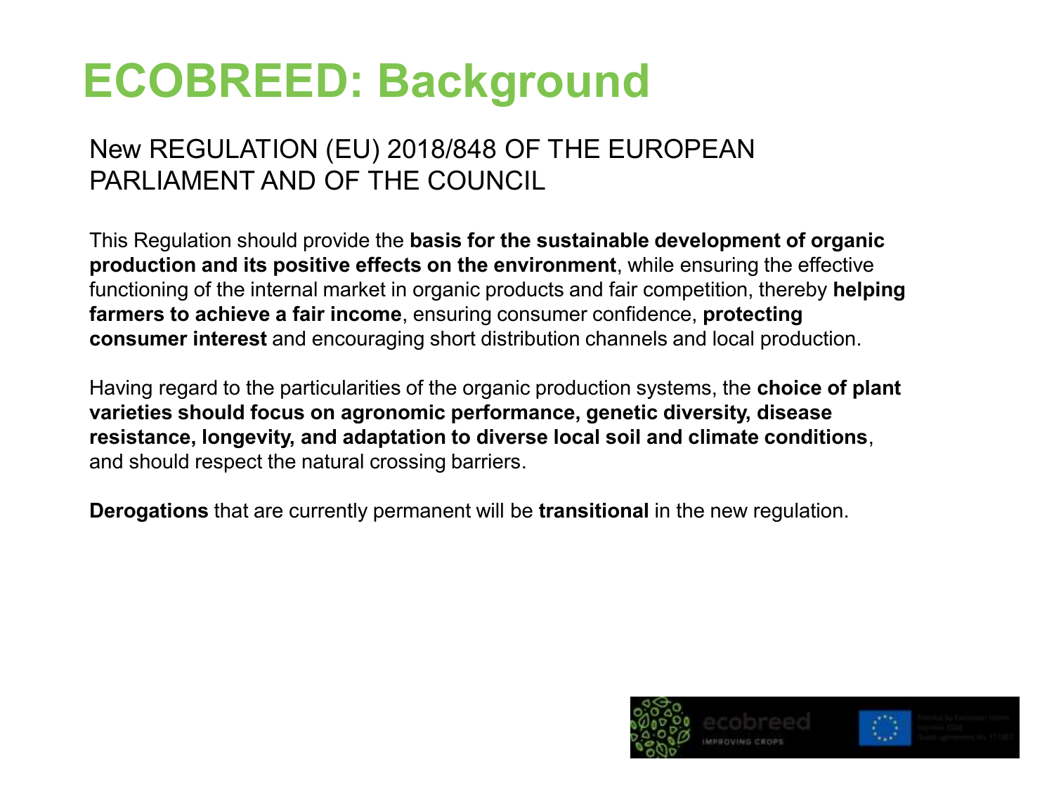# ECOBREED: Background

## New REGULATION (EU) 2018/848 OF THE EUROPEAN PARLIAMENT AND OF THE COUNCIL

This Regulation should provide the **basis for the sustainable development of organic production and its positive effects on the environment**, while ensuring the effective functioning of the internal market in organic products and fair competition, thereby **helping farmers to achieve a fair income**, ensuring consumer confidence, **protecting consumer interest** and encouraging short distribution channels and local production.

Having regard to the particularities of the organic production systems, the **choice of plant varieties should focus on agronomic performance, genetic diversity, disease resistance, longevity, and adaptation to diverse local soil and climate conditions**, and should respect the natural crossing barriers.

**Derogations** that are currently permanent will be **transitional** in the new regulation.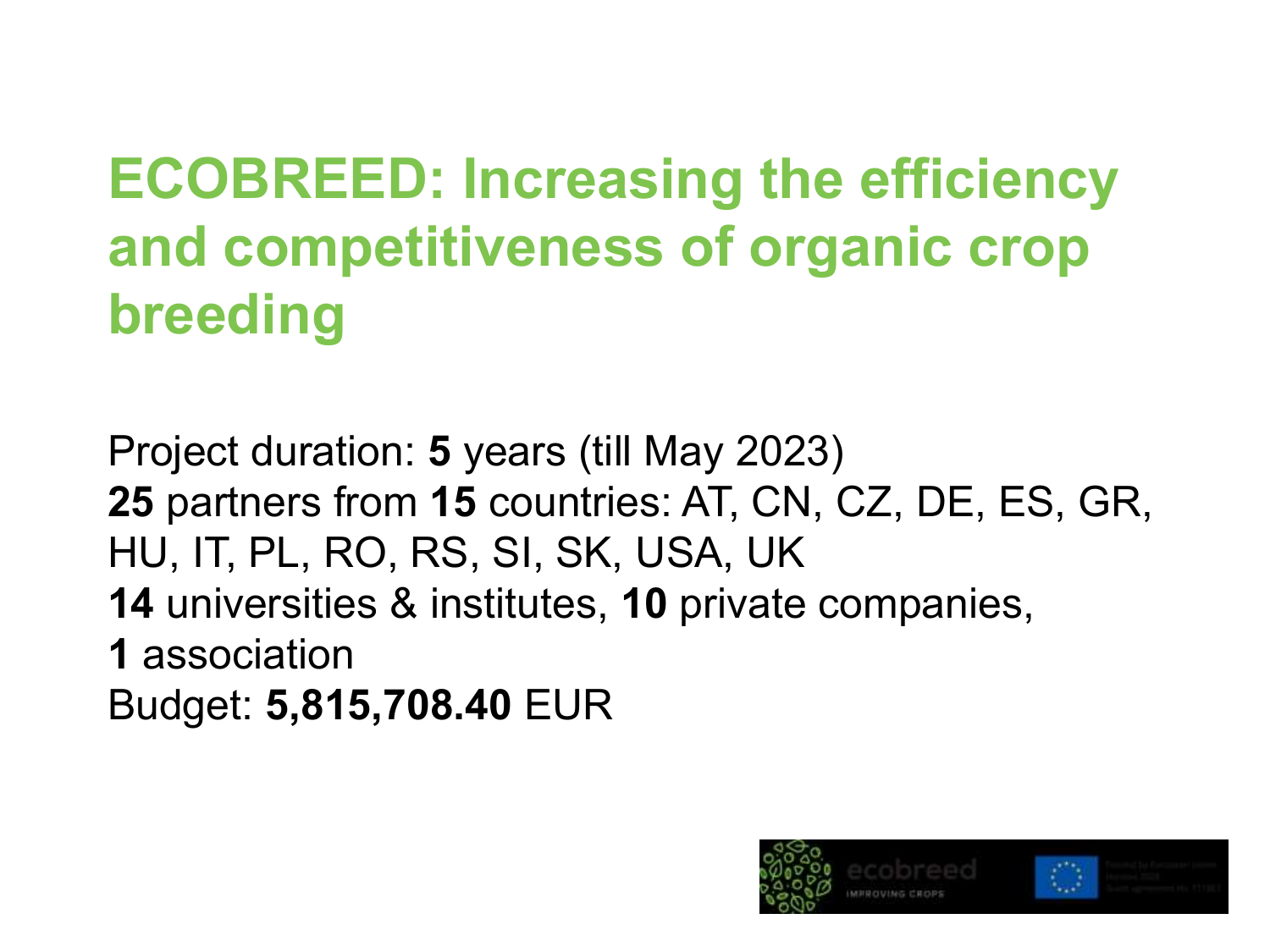# ECOBREED: Increasing the efficiency and competitiveness of organic crop breeding

Project duration: **5** years (till May 2023)
**25** partners from **15** countries: AT, CN, CZ, DE, ES, GR, HU, IT, PL, RO, RS, SI, SK, USA, UK
**14** universities & institutes, **10** private companies, **1** association
Budget: **5,815,708.40** EUR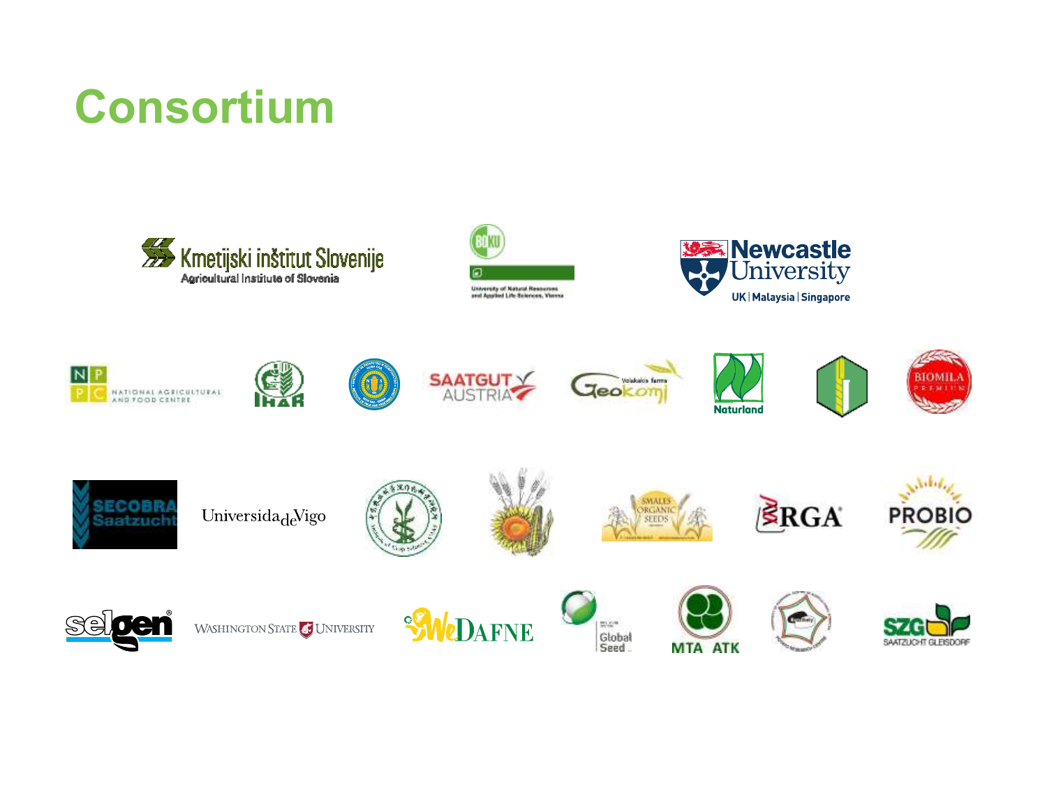# Consortium

Kmetijski inštitut Slovenije
Agricultural Institute of Slovenia

BOKU
University of Natural Resources and Applied Life Sciences, Vienna

Newcastle University
UK | Malaysia | Singapore

NPPC NATIONAL AGRICULTURAL AND FOOD CENTRE

IHAR

SAATGUT AUSTRIA

Geokorni Valakakis farms

Naturland

BIOMILA PREMIUM

SECOBRA Saatzucht

Universidade Vigo

SMALES ORGANIC SEEDS

RGA

PROBIO

selgen

WASHINGTON STATE UNIVERSITY

WeDAFNE

Global Seed

MTA ATK

SZG SAATZUCHT GLEISDORF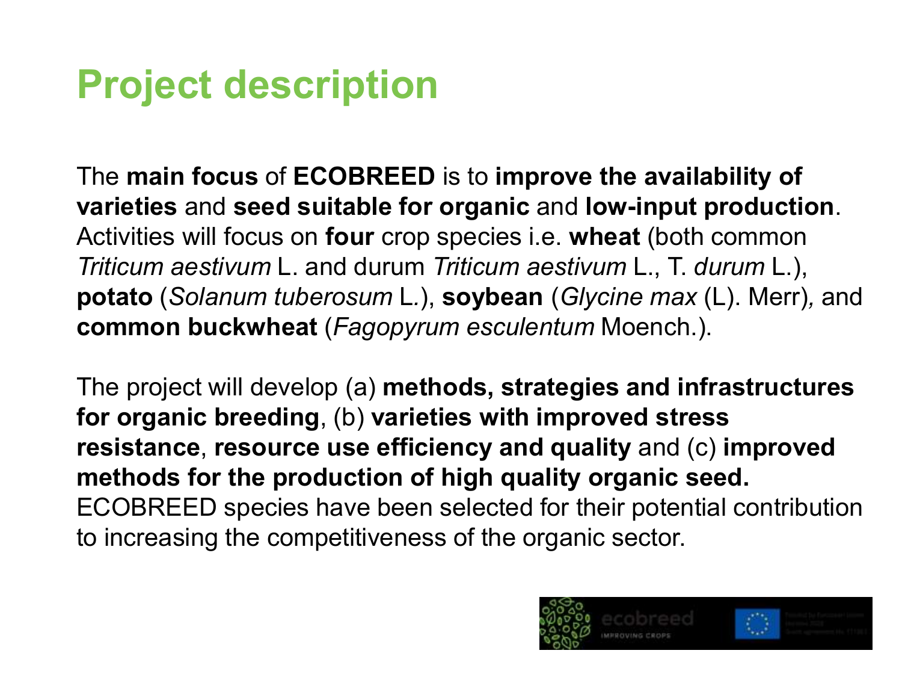# Project description

The **main focus** of **ECOBREED** is to **improve the availability of varieties** and **seed suitable for organic** and **low-input production**. Activities will focus on **four** crop species i.e. **wheat** (both common *Triticum aestivum* L. and durum *Triticum aestivum* L., T. *durum* L.), **potato** (*Solanum tuberosum* L.), **soybean** (*Glycine max* (L). Merr), and **common buckwheat** (*Fagopyrum esculentum* Moench.).

The project will develop (a) **methods, strategies and infrastructures for organic breeding**, (b) **varieties with improved stress resistance**, **resource use efficiency and quality** and (c) **improved methods for the production of high quality organic seed.** ECOBREED species have been selected for their potential contribution to increasing the competitiveness of the organic sector.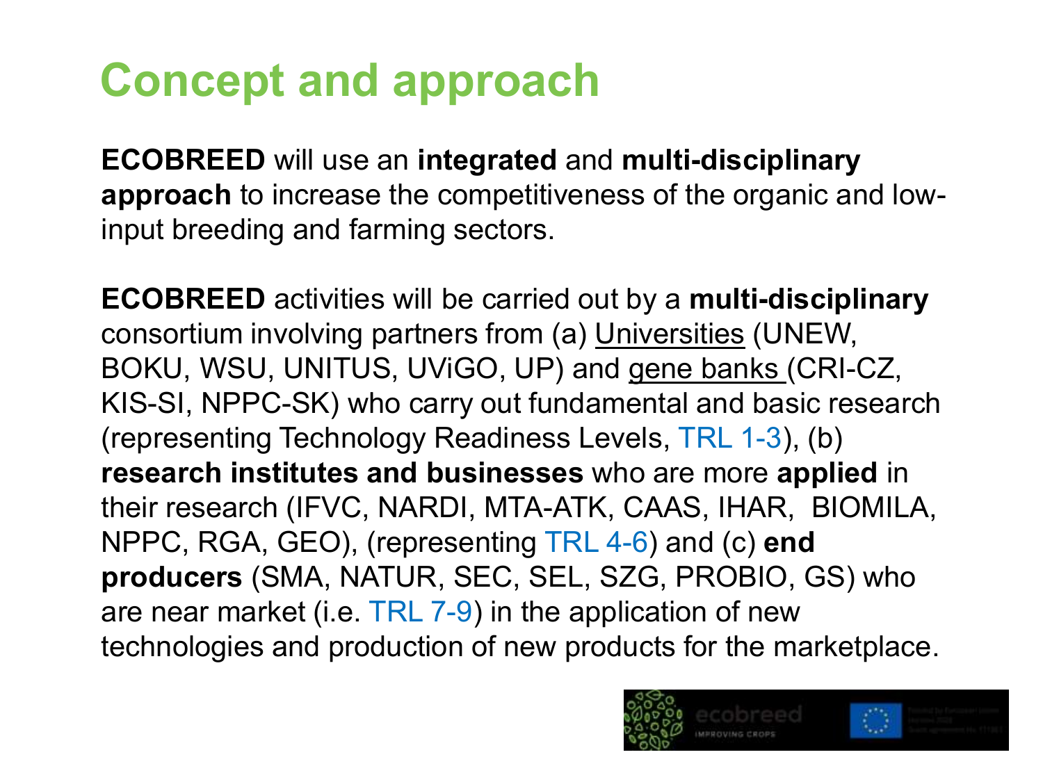# Concept and approach

**ECOBREED** will use an **integrated** and **multi-disciplinary approach** to increase the competitiveness of the organic and low-input breeding and farming sectors.

**ECOBREED** activities will be carried out by a **multi-disciplinary** consortium involving partners from (a) Universities (UNEW, BOKU, WSU, UNITUS, UViGO, UP) and gene banks (CRI-CZ, KIS-SI, NPPC-SK) who carry out fundamental and basic research (representing Technology Readiness Levels, TRL 1-3), (b) **research institutes and businesses** who are more **applied** in their research (IFVC, NARDI, MTA-ATK, CAAS, IHAR, BIOMILA, NPPC, RGA, GEO), (representing TRL 4-6) and (c) **end producers** (SMA, NATUR, SEC, SEL, SZG, PROBIO, GS) who are near market (i.e. TRL 7-9) in the application of new technologies and production of new products for the marketplace.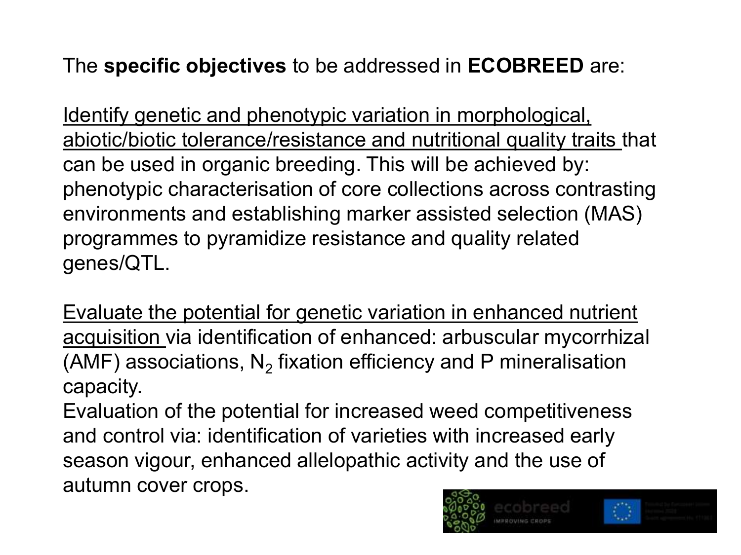The **specific objectives** to be addressed in **ECOBREED** are:

Identify genetic and phenotypic variation in morphological, abiotic/biotic tolerance/resistance and nutritional quality traits that can be used in organic breeding. This will be achieved by: phenotypic characterisation of core collections across contrasting environments and establishing marker assisted selection (MAS) programmes to pyramidize resistance and quality related genes/QTL.

Evaluate the potential for genetic variation in enhanced nutrient acquisition via identification of enhanced: arbuscular mycorrhizal (AMF) associations, $N_2$ fixation efficiency and P mineralisation capacity.

Evaluation of the potential for increased weed competitiveness and control via: identification of varieties with increased early season vigour, enhanced allelopathic activity and the use of autumn cover crops.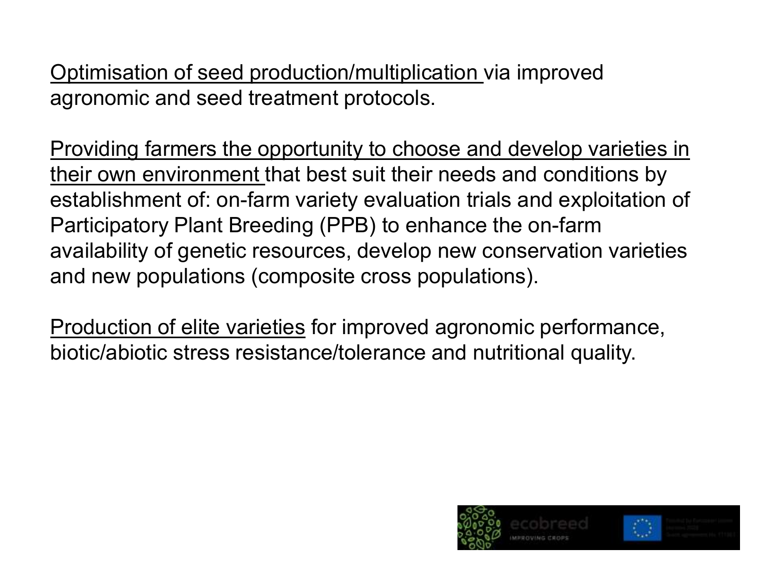Optimisation of seed production/multiplication via improved agronomic and seed treatment protocols.

Providing farmers the opportunity to choose and develop varieties in their own environment that best suit their needs and conditions by establishment of: on-farm variety evaluation trials and exploitation of Participatory Plant Breeding (PPB) to enhance the on-farm availability of genetic resources, develop new conservation varieties and new populations (composite cross populations).

Production of elite varieties for improved agronomic performance, biotic/abiotic stress resistance/tolerance and nutritional quality.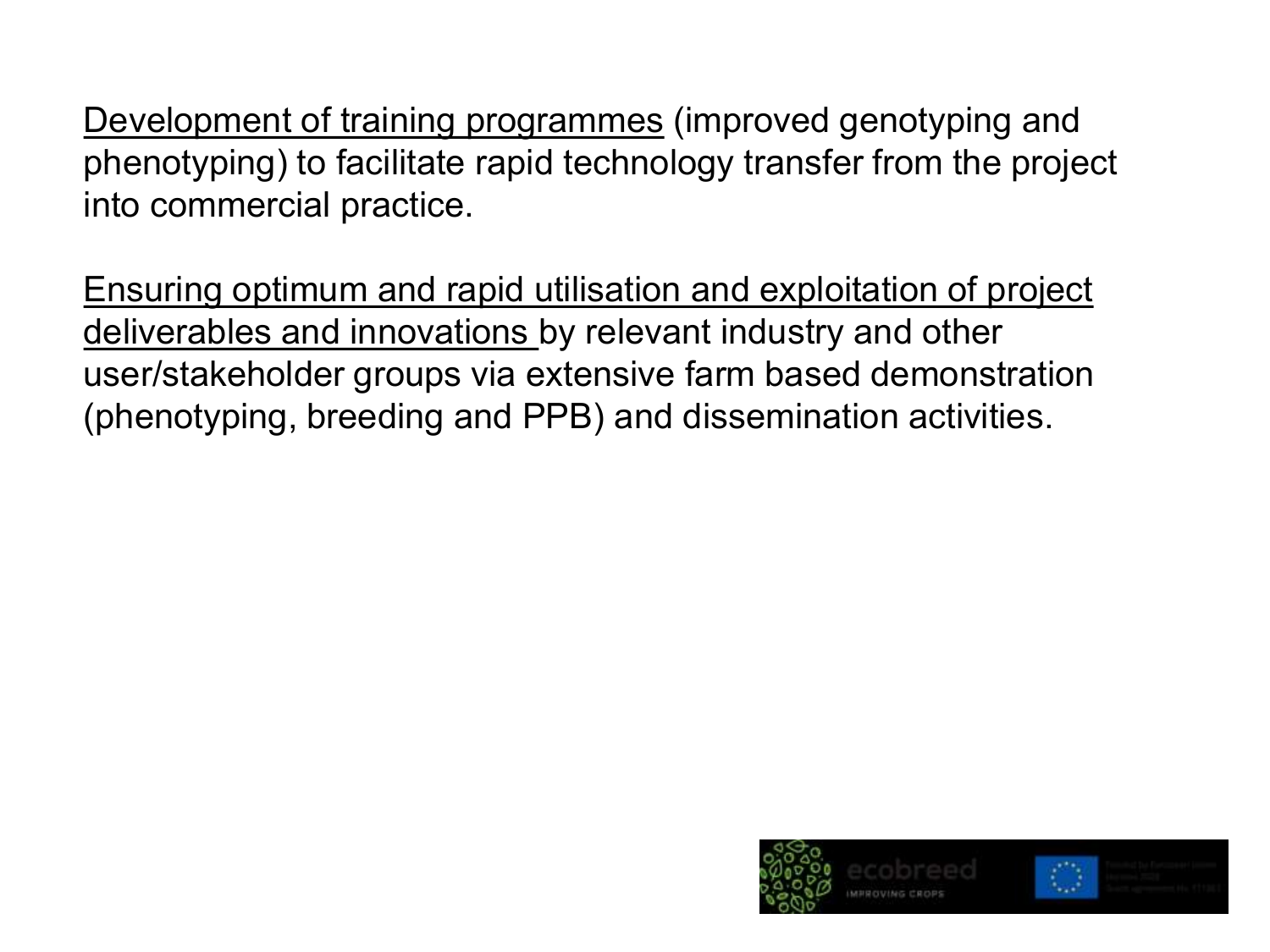<u>Development of training programmes</u> (improved genotyping and phenotyping) to facilitate rapid technology transfer from the project into commercial practice.

<u>Ensuring optimum and rapid utilisation and exploitation of project deliverables and innovations</u> by relevant industry and other user/stakeholder groups via extensive farm based demonstration (phenotyping, breeding and PPB) and dissemination activities.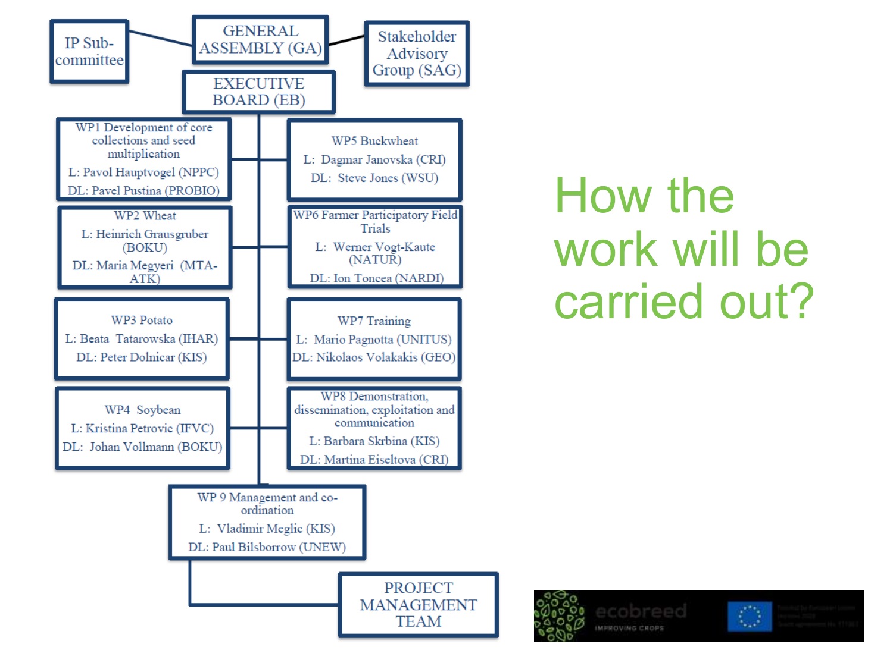# How the work will be carried out?

- GENERAL ASSEMBLY (GA)
  - IP Sub-committee
  - Stakeholder Advisory Group (SAG)
- EXECUTIVE BOARD (EB)

**WP1 Development of core collections and seed multiplication**
L: Pavol Hauptvogel (NPPC)
DL: Pavel Pustina (PROBIO)

**WP2 Wheat**
L: Heinrich Grausgruber (BOKU)
DL: Maria Megyeri (MTA-ATK)

**WP3 Potato**
L: Beata Tatarowska (IHAR)
DL: Peter Dolnicar (KIS)

**WP4 Soybean**
L: Kristina Petrovic (IFVC)
DL: Johan Vollmann (BOKU)

**WP5 Buckwheat**
L: Dagmar Janovska (CRI)
DL: Steve Jones (WSU)

**WP6 Farmer Participatory Field Trials**
L: Werner Vogt-Kaute (NATUR)
DL: Ion Toncea (NARDI)

**WP7 Training**
L: Mario Pagnotta (UNITUS)
DL: Nikolaos Volakakis (GEO)

**WP8 Demonstration, dissemination, exploitation and communication**
L: Barbara Skrbina (KIS)
DL: Martina Eiseltova (CRI)

**WP 9 Management and co-ordination**
L: Vladimir Meglic (KIS)
DL: Paul Bilsborrow (UNEW)

- PROJECT MANAGEMENT TEAM

ecobreed
IMPROVING CROPS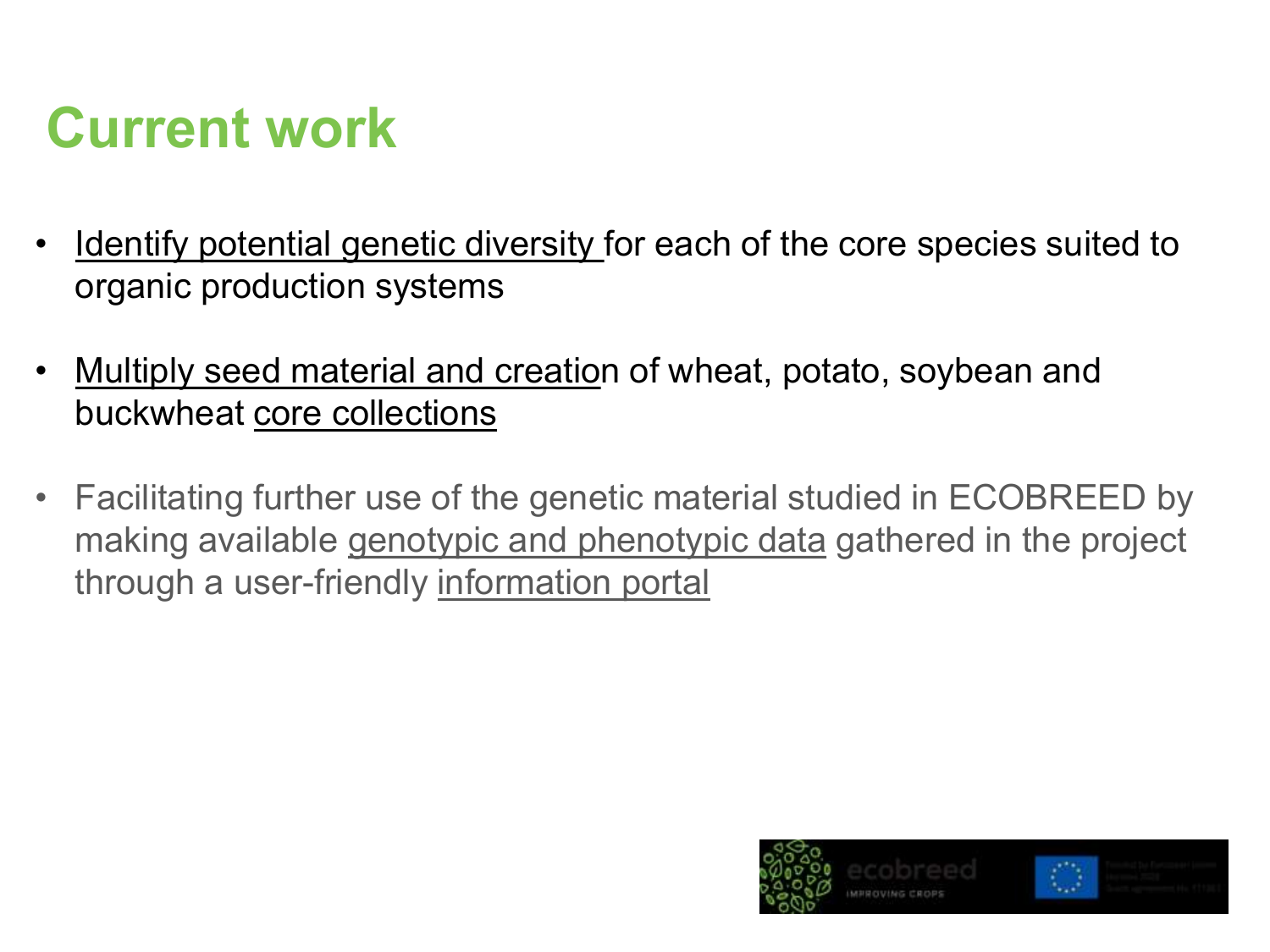# Current work

- Identify potential genetic diversity for each of the core species suited to organic production systems
- Multiply seed material and creation of wheat, potato, soybean and buckwheat core collections
- Facilitating further use of the genetic material studied in ECOBREED by making available genotypic and phenotypic data gathered in the project through a user-friendly information portal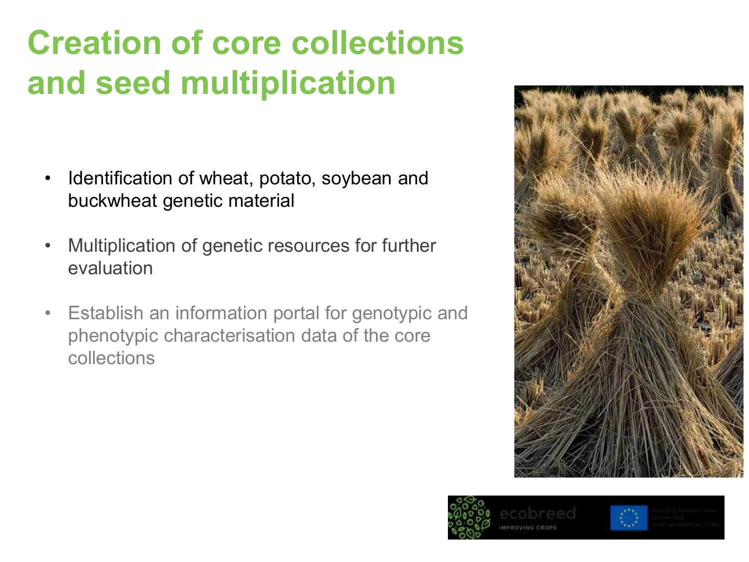# Creation of core collections and seed multiplication

- Identification of wheat, potato, soybean and buckwheat genetic material
- Multiplication of genetic resources for further evaluation
- Establish an information portal for genotypic and phenotypic characterisation data of the core collections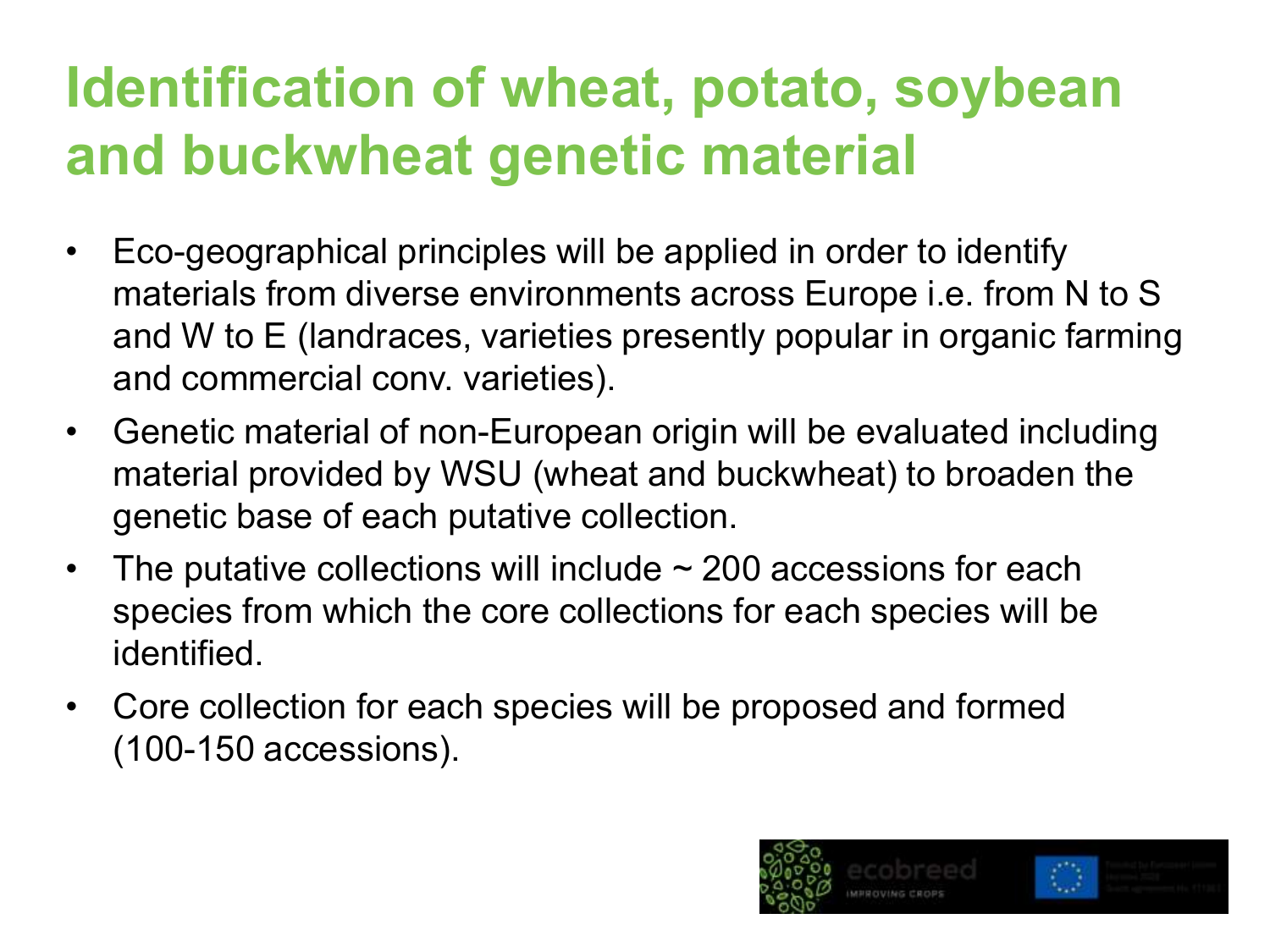# Identification of wheat, potato, soybean and buckwheat genetic material

- Eco-geographical principles will be applied in order to identify materials from diverse environments across Europe i.e. from N to S and W to E (landraces, varieties presently popular in organic farming and commercial conv. varieties).
- Genetic material of non-European origin will be evaluated including material provided by WSU (wheat and buckwheat) to broaden the genetic base of each putative collection.
- The putative collections will include ~ 200 accessions for each species from which the core collections for each species will be identified.
- Core collection for each species will be proposed and formed (100-150 accessions).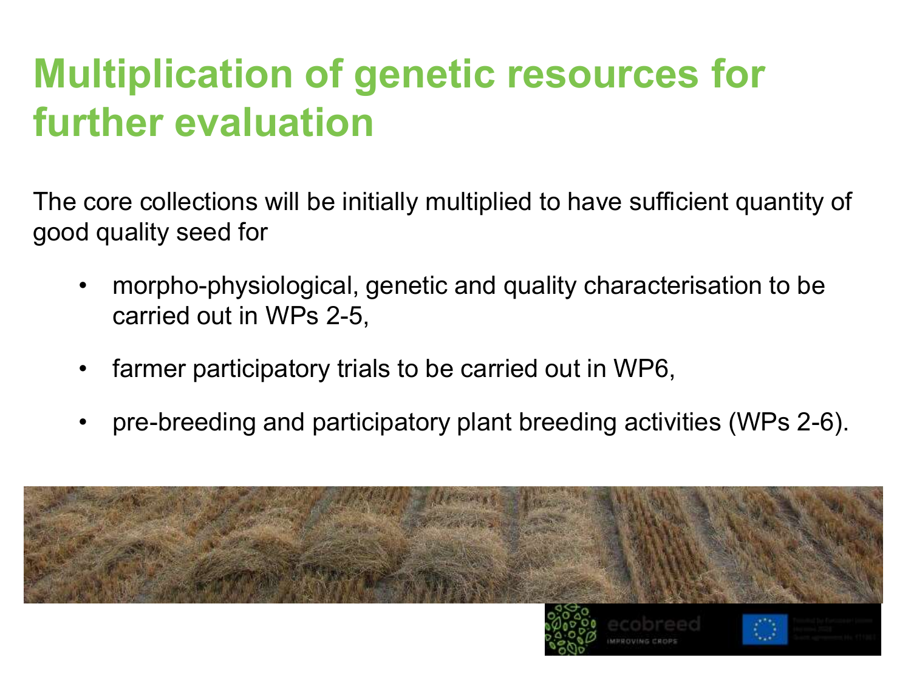# Multiplication of genetic resources for further evaluation

The core collections will be initially multiplied to have sufficient quantity of good quality seed for

- morpho-physiological, genetic and quality characterisation to be carried out in WPs 2-5,
- farmer participatory trials to be carried out in WP6,
- pre-breeding and participatory plant breeding activities (WPs 2-6).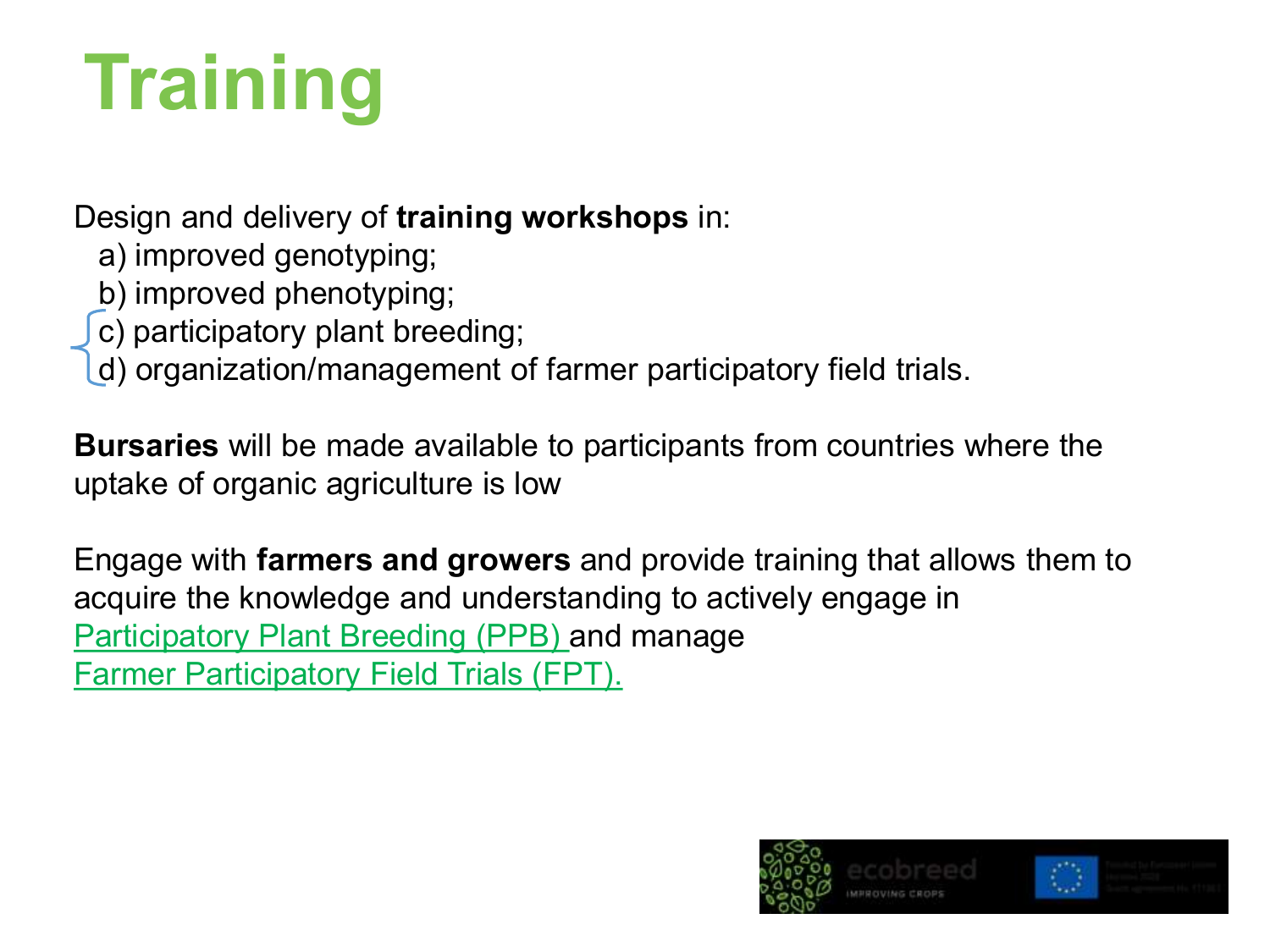# Training

Design and delivery of **training workshops** in:

a) improved genotyping;
b) improved phenotyping;
c) participatory plant breeding;
d) organization/management of farmer participatory field trials.

**Bursaries** will be made available to participants from countries where the uptake of organic agriculture is low

Engage with **farmers and growers** and provide training that allows them to acquire the knowledge and understanding to actively engage in Participatory Plant Breeding (PPB) and manage Farmer Participatory Field Trials (FPT).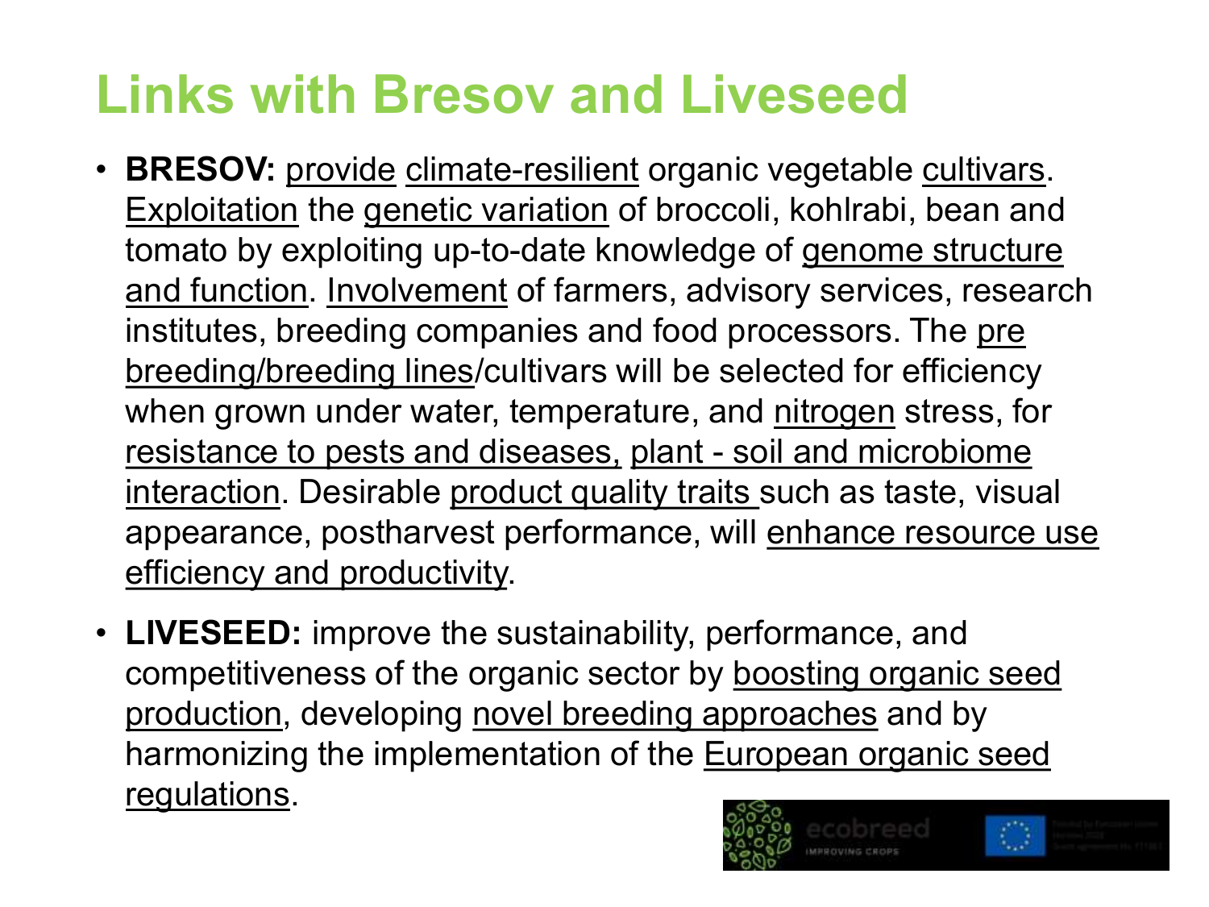# Links with Bresov and Liveseed

- **BRESOV:** provide climate-resilient organic vegetable cultivars. Exploitation the genetic variation of broccoli, kohlrabi, bean and tomato by exploiting up-to-date knowledge of genome structure and function. Involvement of farmers, advisory services, research institutes, breeding companies and food processors. The pre breeding/breeding lines/cultivars will be selected for efficiency when grown under water, temperature, and nitrogen stress, for resistance to pests and diseases, plant - soil and microbiome interaction. Desirable product quality traits such as taste, visual appearance, postharvest performance, will enhance resource use efficiency and productivity.
- **LIVESEED:** improve the sustainability, performance, and competitiveness of the organic sector by boosting organic seed production, developing novel breeding approaches and by harmonizing the implementation of the European organic seed regulations.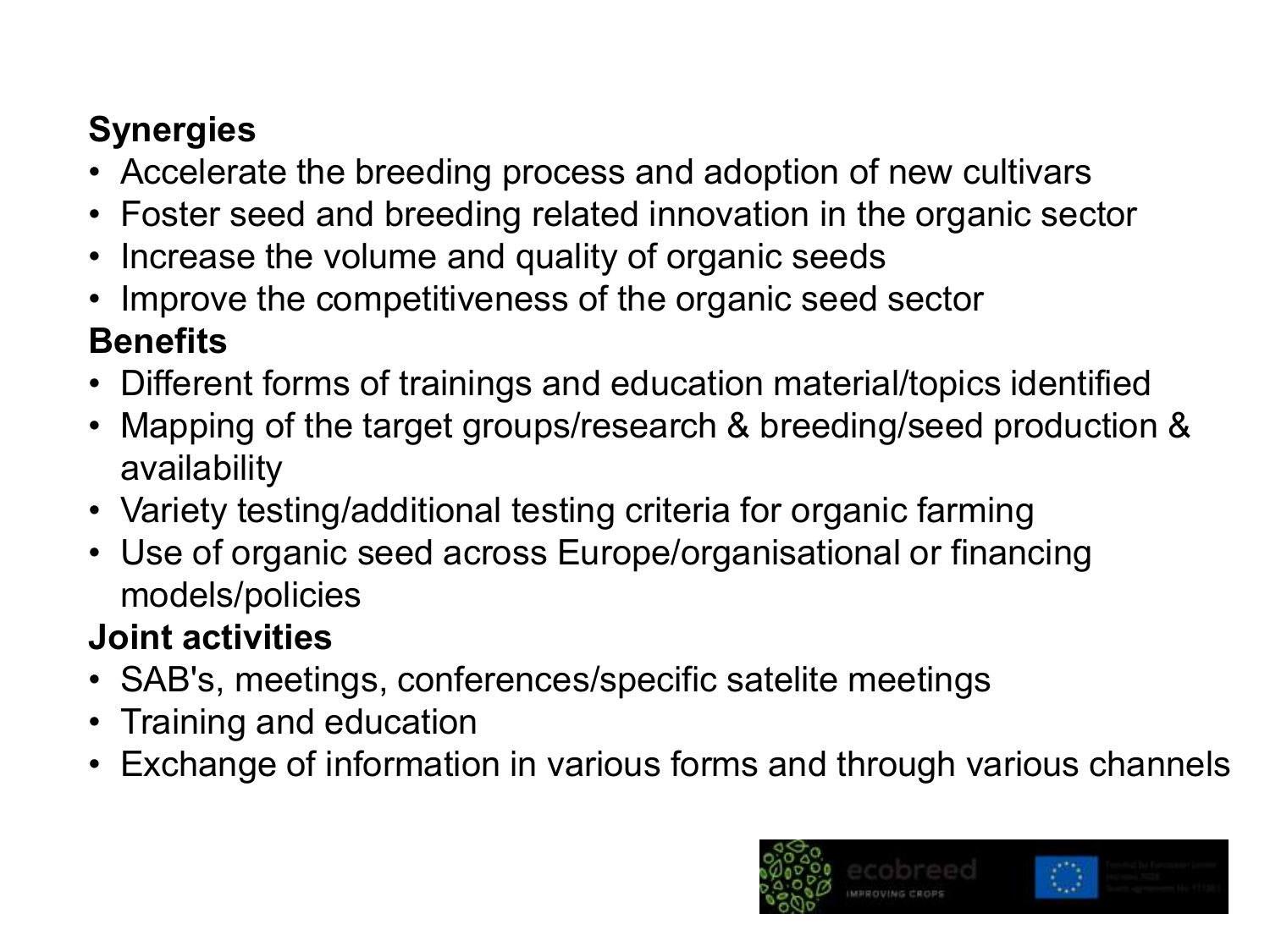**Synergies**

- Accelerate the breeding process and adoption of new cultivars
- Foster seed and breeding related innovation in the organic sector
- Increase the volume and quality of organic seeds
- Improve the competitiveness of the organic seed sector

**Benefits**

- Different forms of trainings and education material/topics identified
- Mapping of the target groups/research & breeding/seed production & availability
- Variety testing/additional testing criteria for organic farming
- Use of organic seed across Europe/organisational or financing models/policies

**Joint activities**

- SAB's, meetings, conferences/specific satelite meetings
- Training and education
- Exchange of information in various forms and through various channels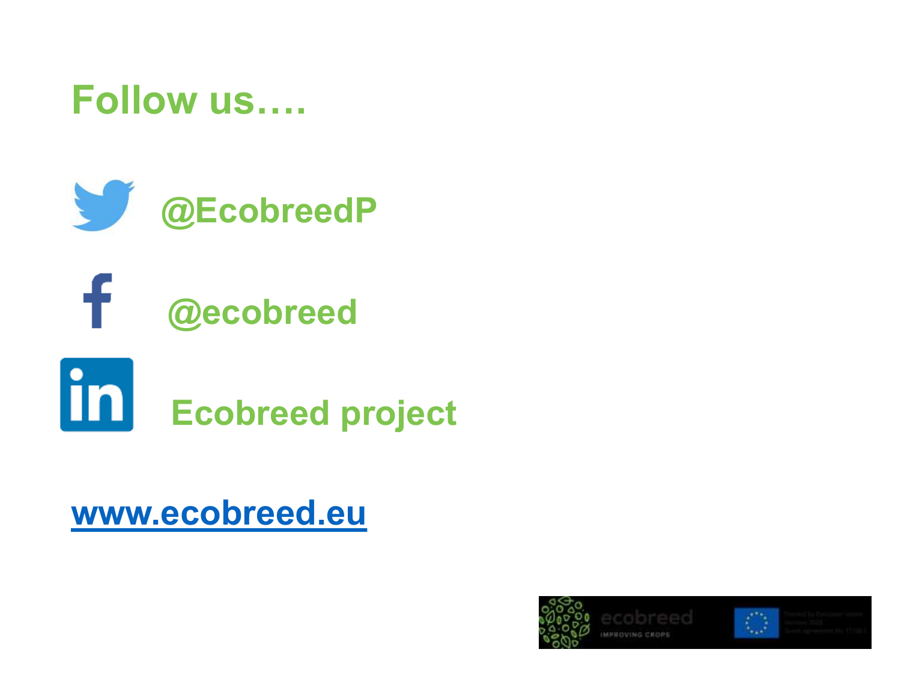# Follow us….

@EcobreedP

@ecobreed

Ecobreed project

[www.ecobreed.eu](http://www.ecobreed.eu)